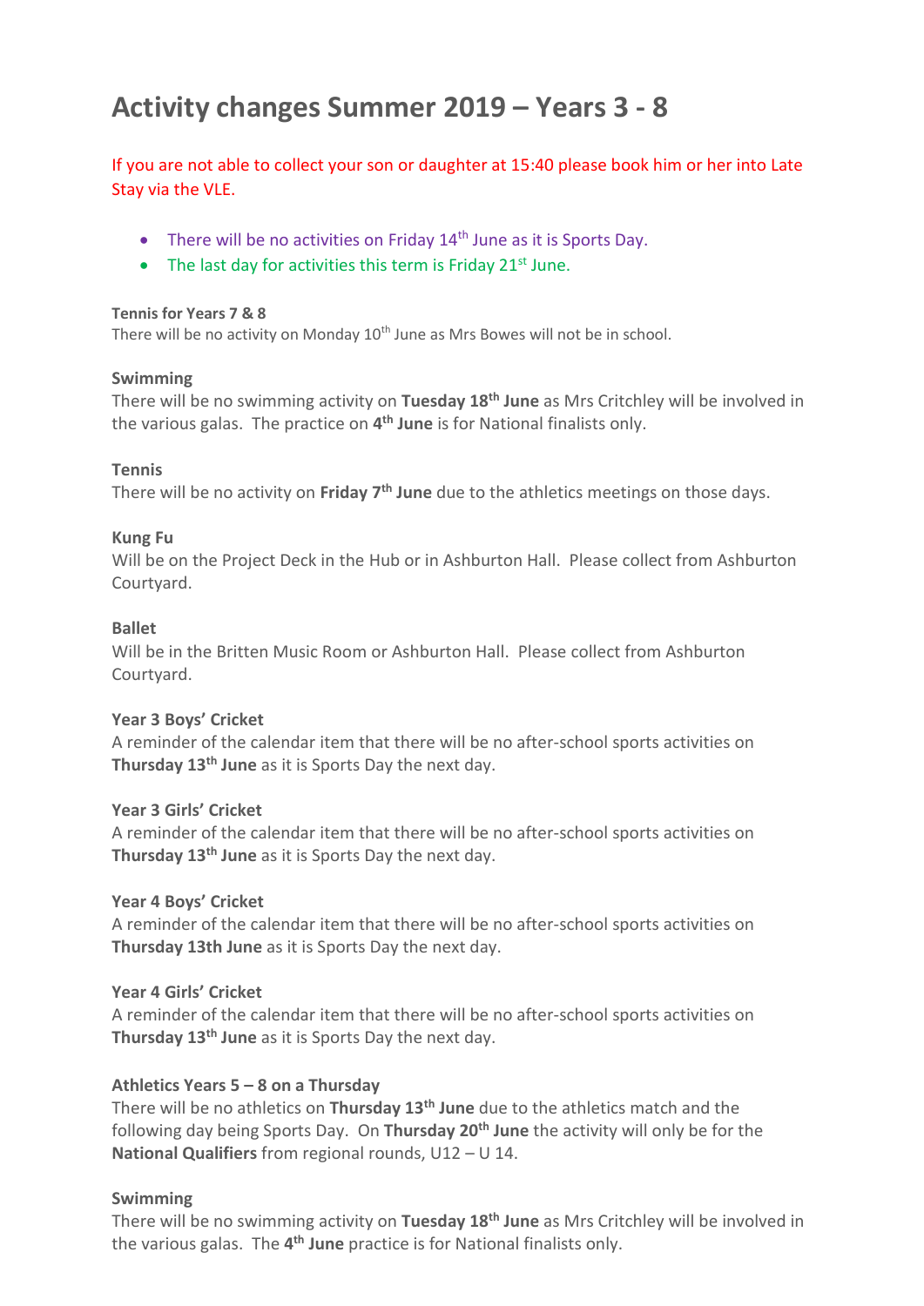# Activity changes Summer 2019 – Years 3 - 8

If you are not able to collect your son or daughter at 15:40 please book him or her into Late Stay via the VLE.

- There will be no activities on Friday 14th June as it is Sports Day.
- The last day for activities this term is Friday 21st June.

**Tennis for Years 7 & 8**
There will be no activity on Monday 10th June as Mrs Bowes will not be in school.

**Swimming**
There will be no swimming activity on **Tuesday 18th June** as Mrs Critchley will be involved in the various galas. The practice on **4th June** is for National finalists only.

**Tennis**
There will be no activity on **Friday 7th June** due to the athletics meetings on those days.

**Kung Fu**
Will be on the Project Deck in the Hub or in Ashburton Hall. Please collect from Ashburton Courtyard.

**Ballet**
Will be in the Britten Music Room or Ashburton Hall. Please collect from Ashburton Courtyard.

**Year 3 Boys' Cricket**
A reminder of the calendar item that there will be no after-school sports activities on **Thursday 13th June** as it is Sports Day the next day.

**Year 3 Girls' Cricket**
A reminder of the calendar item that there will be no after-school sports activities on **Thursday 13th June** as it is Sports Day the next day.

**Year 4 Boys' Cricket**
A reminder of the calendar item that there will be no after-school sports activities on **Thursday 13th June** as it is Sports Day the next day.

**Year 4 Girls' Cricket**
A reminder of the calendar item that there will be no after-school sports activities on **Thursday 13th June** as it is Sports Day the next day.

**Athletics Years 5 – 8 on a Thursday**
There will be no athletics on **Thursday 13th June** due to the athletics match and the following day being Sports Day. On **Thursday 20th June** the activity will only be for the **National Qualifiers** from regional rounds, U12 – U 14.

**Swimming**
There will be no swimming activity on **Tuesday 18th June** as Mrs Critchley will be involved in the various galas. The **4th June** practice is for National finalists only.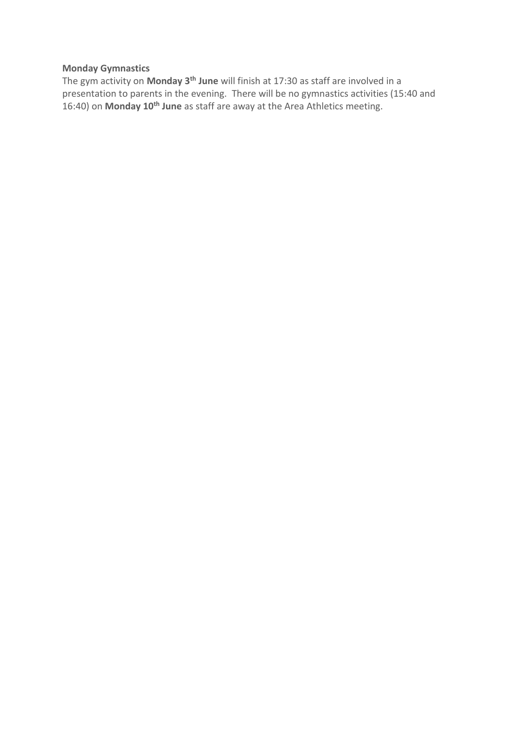**Monday Gymnastics**

The gym activity on **Monday 3th June** will finish at 17:30 as staff are involved in a presentation to parents in the evening. There will be no gymnastics activities (15:40 and 16:40) on **Monday 10th June** as staff are away at the Area Athletics meeting.